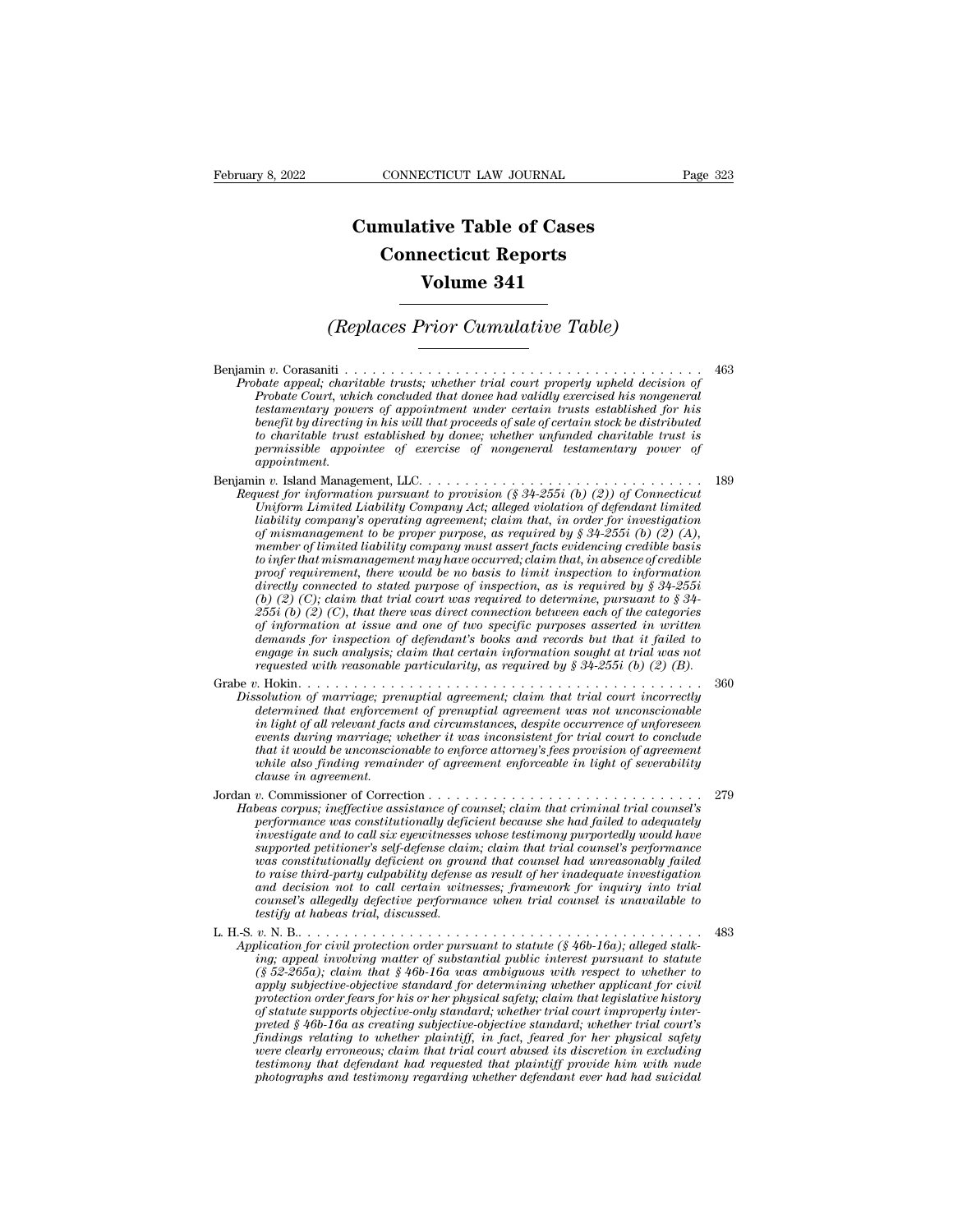# Cumulative Table of Cases
# Connecticut Reports
# Volume 341

## *(Replaces Prior Cumulative Table)*

Benjamin *v.* Corasaniti . . . . . . . . . . . . . . . . . . . . . . . . . . . . . . . . . . . . . . . . 463
*Probate appeal; charitable trusts; whether trial court properly upheld decision of Probate Court, which concluded that donee had validly exercised his nongeneral testamentary powers of appointment under certain trusts established for his benefit by directing in his will that proceeds of sale of certain stock be distributed to charitable trust established by donee; whether unfunded charitable trust is permissible appointee of exercise of nongeneral testamentary power of appointment.*

Benjamin *v.* Island Management, LLC. . . . . . . . . . . . . . . . . . . . . . . . . . . . . . . . 189
*Request for information pursuant to provision (§ 34-255i (b) (2)) of Connecticut Uniform Limited Liability Company Act; alleged violation of defendant limited liability company's operating agreement; claim that, in order for investigation of mismanagement to be proper purpose, as required by § 34-255i (b) (2) (A), member of limited liability company must assert facts evidencing credible basis to infer that mismanagement may have occurred; claim that, in absence of credible proof requirement, there would be no basis to limit inspection to information directly connected to stated purpose of inspection, as is required by § 34-255i (b) (2) (C); claim that trial court was required to determine, pursuant to § 34-255i (b) (2) (C), that there was direct connection between each of the categories of information at issue and one of two specific purposes asserted in written demands for inspection of defendant's books and records but that it failed to engage in such analysis; claim that certain information sought at trial was not requested with reasonable particularity, as required by § 34-255i (b) (2) (B).*

Grabe *v.* Hokin. . . . . . . . . . . . . . . . . . . . . . . . . . . . . . . . . . . . . . . . . . . . 360
*Dissolution of marriage; prenuptial agreement; claim that trial court incorrectly determined that enforcement of prenuptial agreement was not unconscionable in light of all relevant facts and circumstances, despite occurrence of unforeseen events during marriage; whether it was inconsistent for trial court to conclude that it would be unconscionable to enforce attorney's fees provision of agreement while also finding remainder of agreement enforceable in light of severability clause in agreement.*

Jordan *v.* Commissioner of Correction . . . . . . . . . . . . . . . . . . . . . . . . . . . . . . 279
*Habeas corpus; ineffective assistance of counsel; claim that criminal trial counsel's performance was constitutionally deficient because she had failed to adequately investigate and to call six eyewitnesses whose testimony purportedly would have supported petitioner's self-defense claim; claim that trial counsel's performance was constitutionally deficient on ground that counsel had unreasonably failed to raise third-party culpability defense as result of her inadequate investigation and decision not to call certain witnesses; framework for inquiry into trial counsel's allegedly defective performance when trial counsel is unavailable to testify at habeas trial, discussed.*

L. H.-S. *v.* N. B.. . . . . . . . . . . . . . . . . . . . . . . . . . . . . . . . . . . . . . . . . . 483
*Application for civil protection order pursuant to statute (§ 46b-16a); alleged stalking; appeal involving matter of substantial public interest pursuant to statute (§ 52-265a); claim that § 46b-16a was ambiguous with respect to whether to apply subjective-objective standard for determining whether applicant for civil protection order fears for his or her physical safety; claim that legislative history of statute supports objective-only standard; whether trial court improperly interpreted § 46b-16a as creating subjective-objective standard; whether trial court's findings relating to whether plaintiff, in fact, feared for her physical safety were clearly erroneous; claim that trial court abused its discretion in excluding testimony that defendant had requested that plaintiff provide him with nude photographs and testimony regarding whether defendant ever had had suicidal*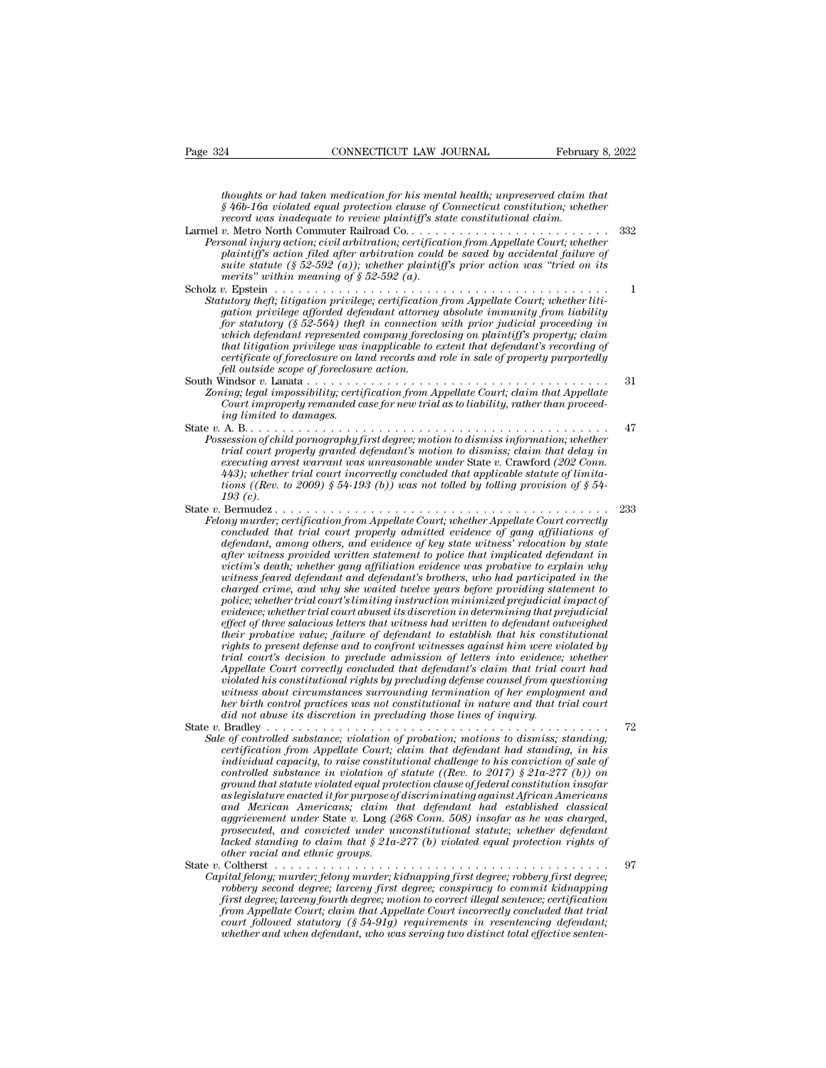*thoughts or had taken medication for his mental health; unpreserved claim that § 46b-16a violated equal protection clause of Connecticut constitution; whether record was inadequate to review plaintiff's state constitutional claim.*

Larmel *v.* Metro North Commuter Railroad Co. . . . . . . . . . . . . . . . . . . . . . . . . . . 332
*Personal injury action; civil arbitration; certification from Appellate Court; whether plaintiff's action filed after arbitration could be saved by accidental failure of suite statute (§ 52-592 (a)); whether plaintiff's prior action was "tried on its merits" within meaning of § 52-592 (a).*

Scholz *v.* Epstein . . . . . . . . . . . . . . . . . . . . . . . . . . . . . . . . . . . . . . . . . . . 1
*Statutory theft; litigation privilege; certification from Appellate Court; whether litigation privilege afforded defendant attorney absolute immunity from liability for statutory (§ 52-564) theft in connection with prior judicial proceeding in which defendant represented company foreclosing on plaintiff's property; claim that litigation privilege was inapplicable to extent that defendant's recording of certificate of foreclosure on land records and role in sale of property purportedly fell outside scope of foreclosure action.*

South Windsor *v.* Lanata . . . . . . . . . . . . . . . . . . . . . . . . . . . . . . . . . . . . . . 31
*Zoning; legal impossibility; certification from Appellate Court; claim that Appellate Court improperly remanded case for new trial as to liability, rather than proceeding limited to damages.*

State *v.* A. B. . . . . . . . . . . . . . . . . . . . . . . . . . . . . . . . . . . . . . . . . . . . . 47
*Possession of child pornography first degree; motion to dismiss information; whether trial court properly granted defendant's motion to dismiss; claim that delay in executing arrest warrant was unreasonable under* State *v.* Crawford *(202 Conn. 443); whether trial court incorrectly concluded that applicable statute of limitations ((Rev. to 2009) § 54-193 (b)) was not tolled by tolling provision of § 54-193 (c).*

State *v.* Bermudez . . . . . . . . . . . . . . . . . . . . . . . . . . . . . . . . . . . . . . . . . 233
*Felony murder; certification from Appellate Court; whether Appellate Court correctly concluded that trial court properly admitted evidence of gang affiliations of defendant, among others, and evidence of key state witness' relocation by state after witness provided written statement to police that implicated defendant in victim's death; whether gang affiliation evidence was probative to explain why witness feared defendant and defendant's brothers, who had participated in the charged crime, and why she waited twelve years before providing statement to police; whether trial court's limiting instruction minimized prejudicial impact of evidence; whether trial court abused its discretion in determining that prejudicial effect of three salacious letters that witness had written to defendant outweighed their probative value; failure of defendant to establish that his constitutional rights to present defense and to confront witnesses against him were violated by trial court's decision to preclude admission of letters into evidence; whether Appellate Court correctly concluded that defendant's claim that trial court had violated his constitutional rights by precluding defense counsel from questioning witness about circumstances surrounding termination of her employment and her birth control practices was not constitutional in nature and that trial court did not abuse its discretion in precluding those lines of inquiry.*

State *v.* Bradley . . . . . . . . . . . . . . . . . . . . . . . . . . . . . . . . . . . . . . . . . 72
*Sale of controlled substance; violation of probation; motions to dismiss; standing; certification from Appellate Court; claim that defendant had standing, in his individual capacity, to raise constitutional challenge to his conviction of sale of controlled substance in violation of statute ((Rev. to 2017) § 21a-277 (b)) on ground that statute violated equal protection clause of federal constitution insofar as legislature enacted it for purpose of discriminating against African Americans and Mexican Americans; claim that defendant had established classical aggrievement under* State *v.* Long *(268 Conn. 508) insofar as he was charged, prosecuted, and convicted under unconstitutional statute; whether defendant lacked standing to claim that § 21a-277 (b) violated equal protection rights of other racial and ethnic groups.*

State *v.* Coltherst . . . . . . . . . . . . . . . . . . . . . . . . . . . . . . . . . . . . . . . . 97
*Capital felony; murder; felony murder; kidnapping first degree; robbery first degree; robbery second degree; larceny first degree; conspiracy to commit kidnapping first degree; larceny fourth degree; motion to correct illegal sentence; certification from Appellate Court; claim that Appellate Court incorrectly concluded that trial court followed statutory (§ 54-91g) requirements in resentencing defendant; whether and when defendant, who was serving two distinct total effective senten-*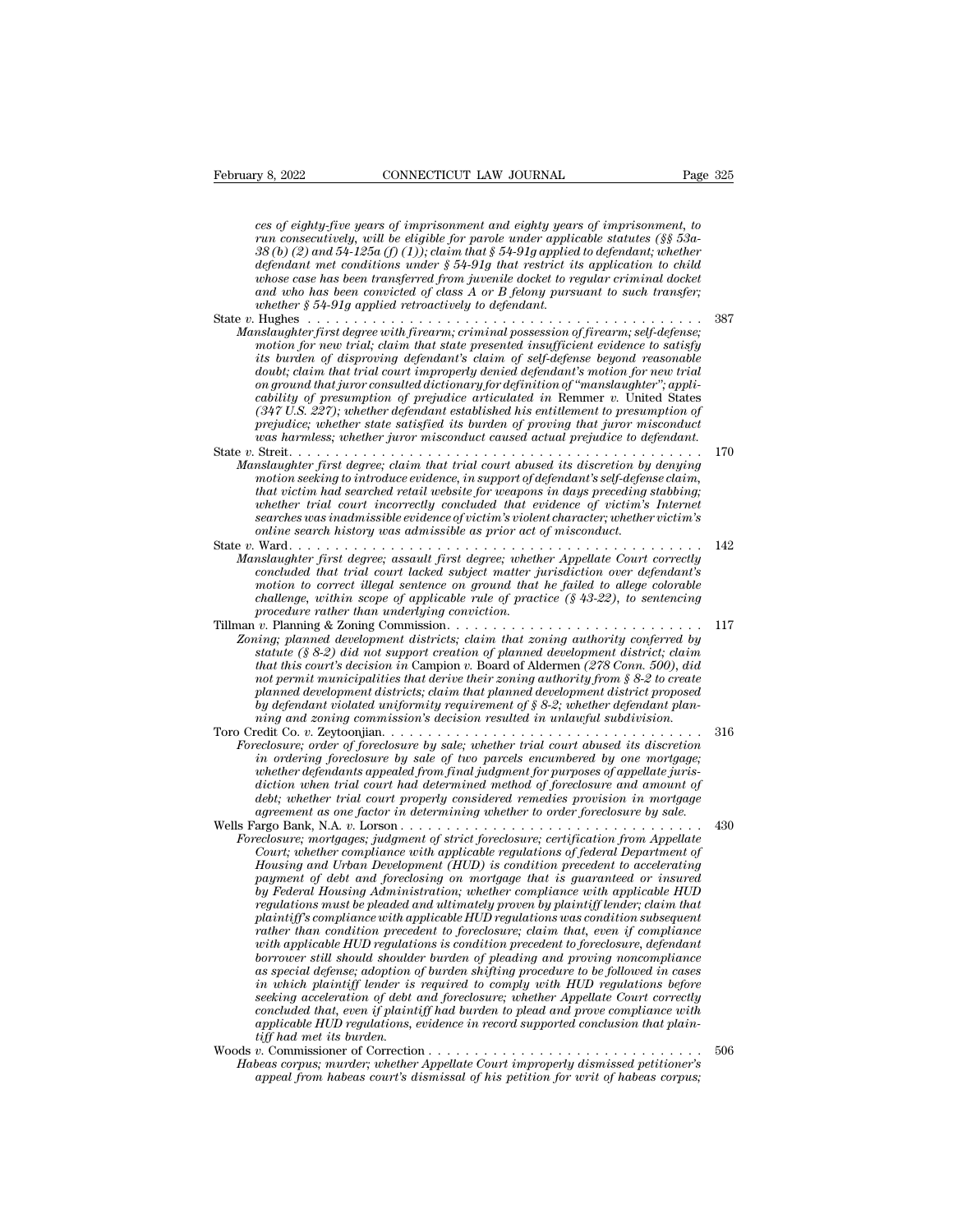*ces of eighty-five years of imprisonment and eighty years of imprisonment, to run consecutively, will be eligible for parole under applicable statutes (§§ 53a-38 (b) (2) and 54-125a (f) (1)); claim that § 54-91g applied to defendant; whether defendant met conditions under § 54-91g that restrict its application to child whose case has been transferred from juvenile docket to regular criminal docket and who has been convicted of class A or B felony pursuant to such transfer; whether § 54-91g applied retroactively to defendant.*

State *v.* Hughes . . . . . . . . . . . . . . . . . . . . . . . . . . . . . . . . . . . . . . . . . . . . 387
*Manslaughter first degree with firearm; criminal possession of firearm; self-defense; motion for new trial; claim that state presented insufficient evidence to satisfy its burden of disproving defendant's claim of self-defense beyond reasonable doubt; claim that trial court improperly denied defendant's motion for new trial on ground that juror consulted dictionary for definition of "manslaughter"; applicability of presumption of prejudice articulated in* Remmer *v.* United States *(347 U.S. 227); whether defendant established his entitlement to presumption of prejudice; whether state satisfied its burden of proving that juror misconduct was harmless; whether juror misconduct caused actual prejudice to defendant.*

State *v.* Streit. . . . . . . . . . . . . . . . . . . . . . . . . . . . . . . . . . . . . . . . . . . . . 170
*Manslaughter first degree; claim that trial court abused its discretion by denying motion seeking to introduce evidence, in support of defendant's self-defense claim, that victim had searched retail website for weapons in days preceding stabbing; whether trial court incorrectly concluded that evidence of victim's Internet searches was inadmissible evidence of victim's violent character; whether victim's online search history was admissible as prior act of misconduct.*

State *v.* Ward. . . . . . . . . . . . . . . . . . . . . . . . . . . . . . . . . . . . . . . . . . . . . 142
*Manslaughter first degree; assault first degree; whether Appellate Court correctly concluded that trial court lacked subject matter jurisdiction over defendant's motion to correct illegal sentence on ground that he failed to allege colorable challenge, within scope of applicable rule of practice (§ 43-22), to sentencing procedure rather than underlying conviction.*

Tillman *v.* Planning & Zoning Commission. . . . . . . . . . . . . . . . . . . . . . . . . . . . 117
*Zoning; planned development districts; claim that zoning authority conferred by statute (§ 8-2) did not support creation of planned development district; claim that this court's decision in* Campion *v.* Board of Aldermen *(278 Conn. 500), did not permit municipalities that derive their zoning authority from § 8-2 to create planned development districts; claim that planned development district proposed by defendant violated uniformity requirement of § 8-2; whether defendant planning and zoning commission's decision resulted in unlawful subdivision.*

Toro Credit Co. *v.* Zeytoonjian. . . . . . . . . . . . . . . . . . . . . . . . . . . . . . . . . . . . 316
*Foreclosure; order of foreclosure by sale; whether trial court abused its discretion in ordering foreclosure by sale of two parcels encumbered by one mortgage; whether defendants appealed from final judgment for purposes of appellate jurisdiction when trial court had determined method of foreclosure and amount of debt; whether trial court properly considered remedies provision in mortgage agreement as one factor in determining whether to order foreclosure by sale.*

Wells Fargo Bank, N.A. *v.* Lorson . . . . . . . . . . . . . . . . . . . . . . . . . . . . . . . . . . 430
*Foreclosure; mortgages; judgment of strict foreclosure; certification from Appellate Court; whether compliance with applicable regulations of federal Department of Housing and Urban Development (HUD) is condition precedent to accelerating payment of debt and foreclosing on mortgage that is guaranteed or insured by Federal Housing Administration; whether compliance with applicable HUD regulations must be pleaded and ultimately proven by plaintiff lender; claim that plaintiff's compliance with applicable HUD regulations was condition subsequent rather than condition precedent to foreclosure; claim that, even if compliance with applicable HUD regulations is condition precedent to foreclosure, defendant borrower still should shoulder burden of pleading and proving noncompliance as special defense; adoption of burden shifting procedure to be followed in cases in which plaintiff lender is required to comply with HUD regulations before seeking acceleration of debt and foreclosure; whether Appellate Court correctly concluded that, even if plaintiff had burden to plead and prove compliance with applicable HUD regulations, evidence in record supported conclusion that plaintiff had met its burden.*

Woods *v.* Commissioner of Correction . . . . . . . . . . . . . . . . . . . . . . . . . . . . . . 506
*Habeas corpus; murder; whether Appellate Court improperly dismissed petitioner's appeal from habeas court's dismissal of his petition for writ of habeas corpus;*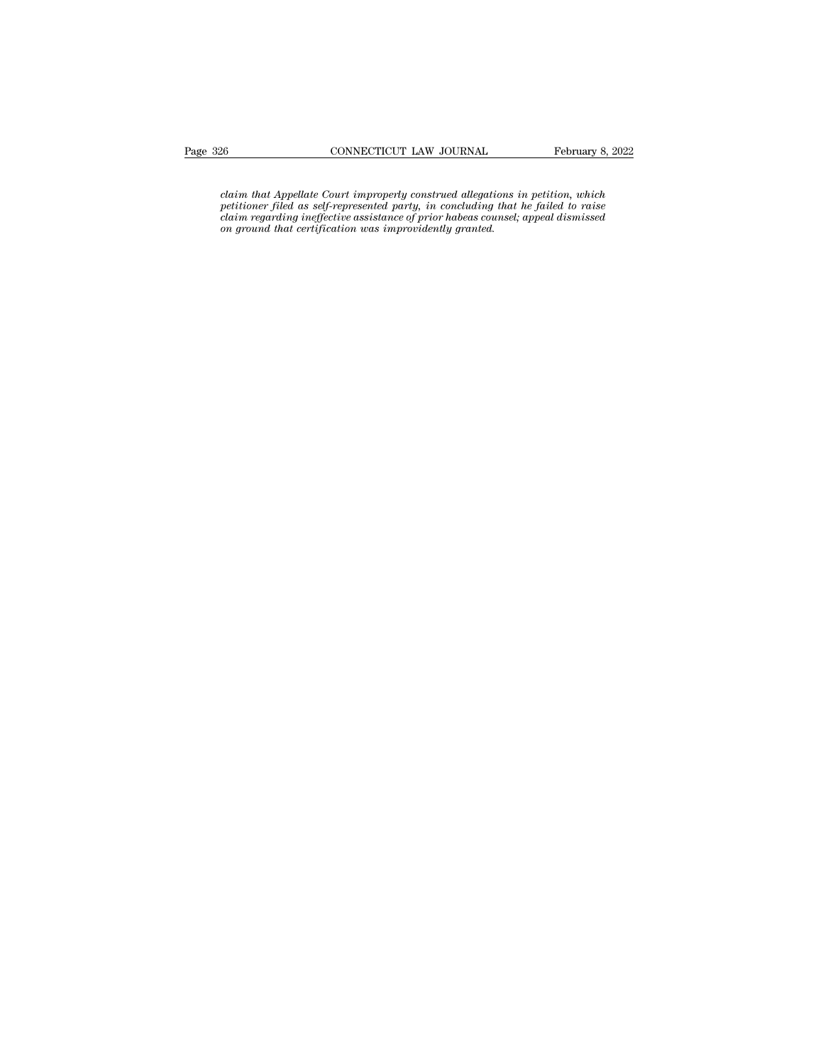*claim that Appellate Court improperly construed allegations in petition, which petitioner filed as self-represented party, in concluding that he failed to raise claim regarding ineffective assistance of prior habeas counsel; appeal dismissed on ground that certification was improvidently granted.*